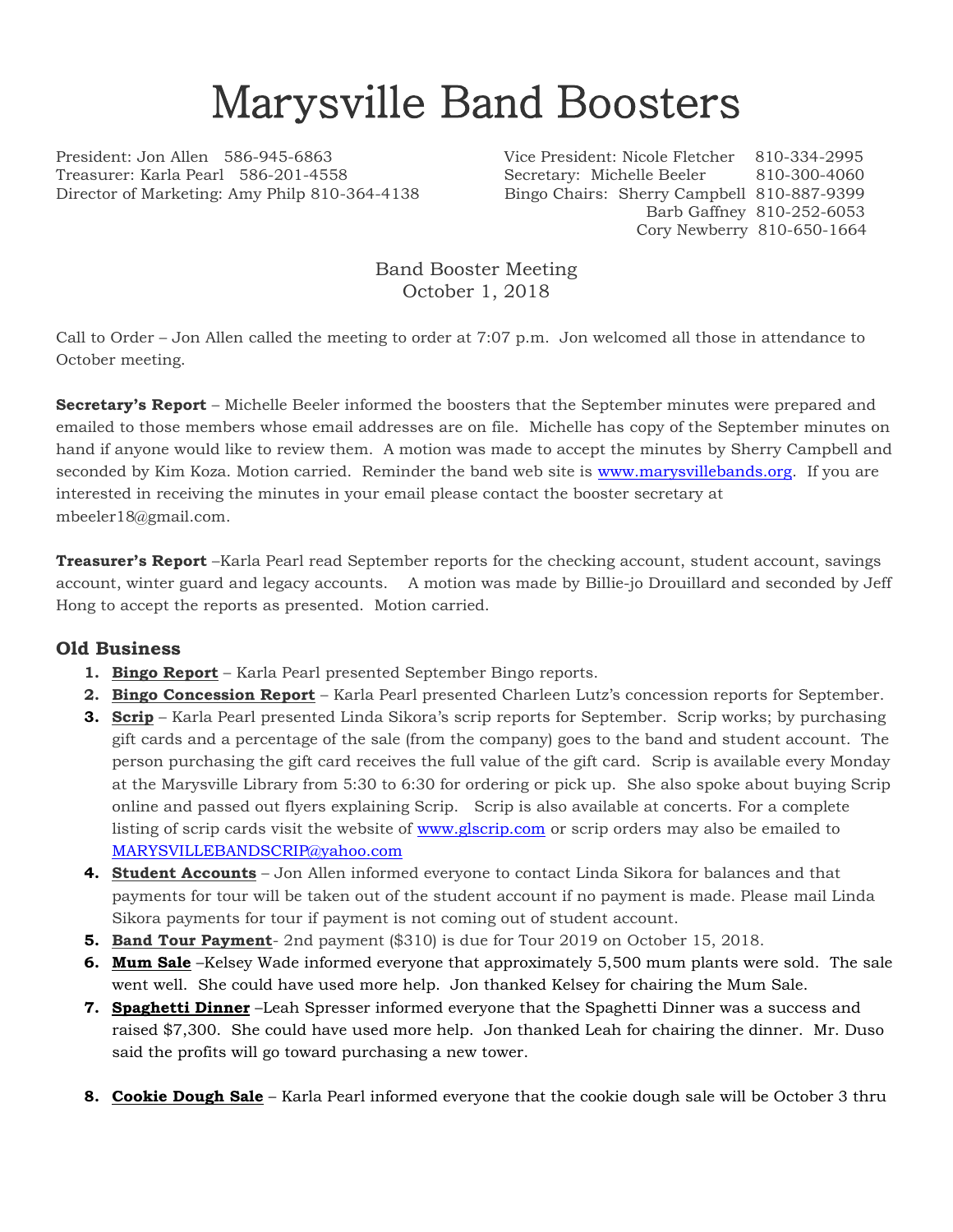# Marysville Band Boosters

President: Jon Allen 586-945-6863
Treasurer: Karla Pearl 586-201-4558
Director of Marketing: Amy Philp 810-364-4138

Vice President: Nicole Fletcher 810-334-2995
Secretary: Michelle Beeler 810-300-4060
Bingo Chairs: Sherry Campbell 810-887-9399
Barb Gaffney 810-252-6053
Cory Newberry 810-650-1664

Band Booster Meeting
October 1, 2018

Call to Order – Jon Allen called the meeting to order at 7:07 p.m. Jon welcomed all those in attendance to October meeting.

**Secretary's Report** – Michelle Beeler informed the boosters that the September minutes were prepared and emailed to those members whose email addresses are on file. Michelle has copy of the September minutes on hand if anyone would like to review them. A motion was made to accept the minutes by Sherry Campbell and seconded by Kim Koza. Motion carried. Reminder the band web site is www.marysvillebands.org. If you are interested in receiving the minutes in your email please contact the booster secretary at mbeeler18@gmail.com.

**Treasurer's Report** –Karla Pearl read September reports for the checking account, student account, savings account, winter guard and legacy accounts. A motion was made by Billie-jo Drouillard and seconded by Jeff Hong to accept the reports as presented. Motion carried.

## Old Business

1. **Bingo Report** – Karla Pearl presented September Bingo reports.
2. **Bingo Concession Report** – Karla Pearl presented Charleen Lutz's concession reports for September.
3. **Scrip** – Karla Pearl presented Linda Sikora's scrip reports for September. Scrip works; by purchasing gift cards and a percentage of the sale (from the company) goes to the band and student account. The person purchasing the gift card receives the full value of the gift card. Scrip is available every Monday at the Marysville Library from 5:30 to 6:30 for ordering or pick up. She also spoke about buying Scrip online and passed out flyers explaining Scrip. Scrip is also available at concerts. For a complete listing of scrip cards visit the website of www.glscrip.com or scrip orders may also be emailed to MARYSVILLEBANDSCRIP@yahoo.com
4. **Student Accounts** – Jon Allen informed everyone to contact Linda Sikora for balances and that payments for tour will be taken out of the student account if no payment is made. Please mail Linda Sikora payments for tour if payment is not coming out of student account.
5. **Band Tour Payment**- 2nd payment ($310) is due for Tour 2019 on October 15, 2018.
6. **Mum Sale** –Kelsey Wade informed everyone that approximately 5,500 mum plants were sold. The sale went well. She could have used more help. Jon thanked Kelsey for chairing the Mum Sale.
7. **Spaghetti Dinner** –Leah Spresser informed everyone that the Spaghetti Dinner was a success and raised $7,300. She could have used more help. Jon thanked Leah for chairing the dinner. Mr. Duso said the profits will go toward purchasing a new tower.
8. **Cookie Dough Sale** – Karla Pearl informed everyone that the cookie dough sale will be October 3 thru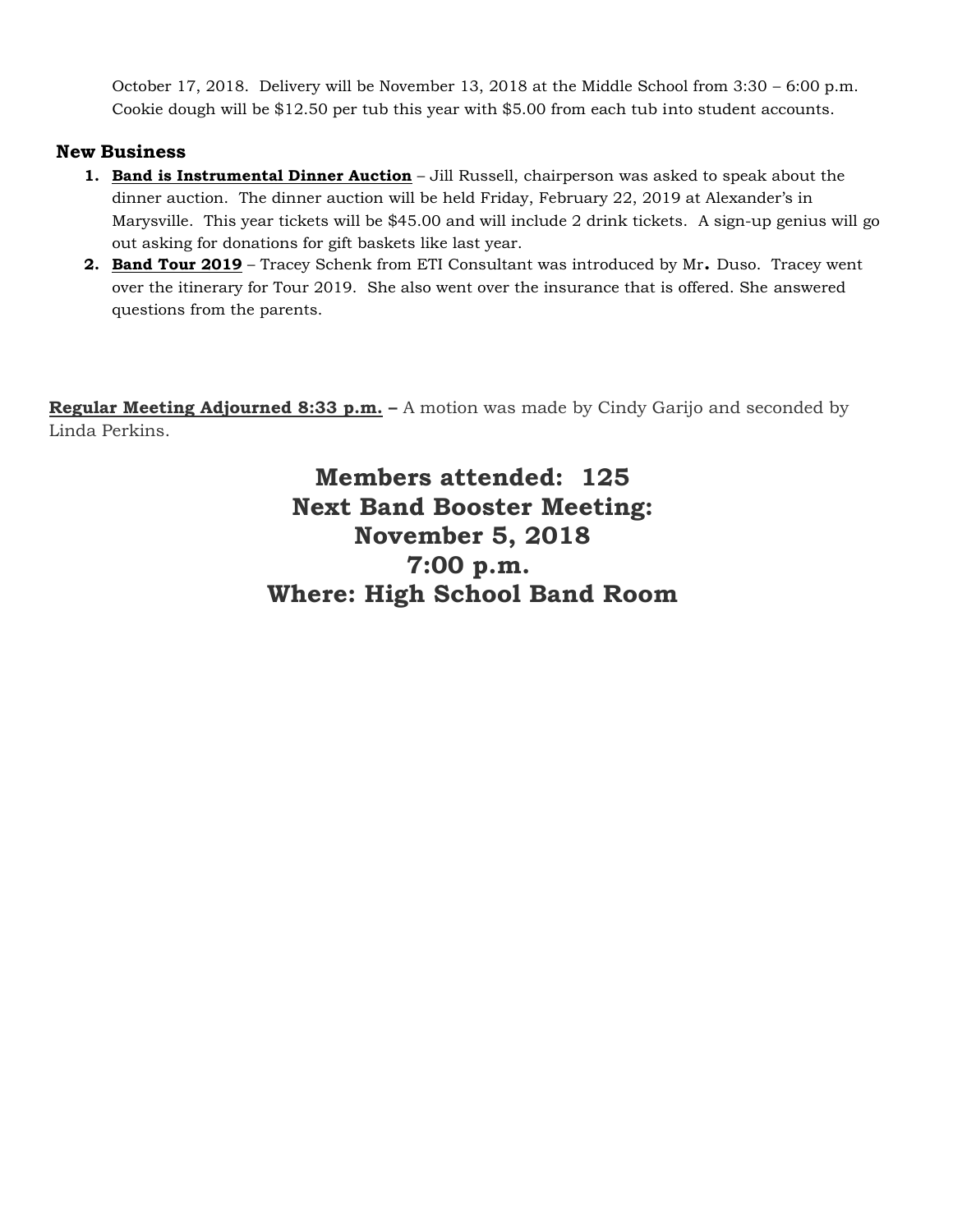October 17, 2018. Delivery will be November 13, 2018 at the Middle School from 3:30 – 6:00 p.m. Cookie dough will be $12.50 per tub this year with $5.00 from each tub into student accounts.

## New Business

1. **Band is Instrumental Dinner Auction** – Jill Russell, chairperson was asked to speak about the dinner auction. The dinner auction will be held Friday, February 22, 2019 at Alexander's in Marysville. This year tickets will be $45.00 and will include 2 drink tickets. A sign-up genius will go out asking for donations for gift baskets like last year.
2. **Band Tour 2019** – Tracey Schenk from ETI Consultant was introduced by Mr. Duso. Tracey went over the itinerary for Tour 2019. She also went over the insurance that is offered. She answered questions from the parents.

**Regular Meeting Adjourned 8:33 p.m. –** A motion was made by Cindy Garijo and seconded by Linda Perkins.

**Members attended: 125**
**Next Band Booster Meeting:**
**November 5, 2018**
**7:00 p.m.**
**Where: High School Band Room**